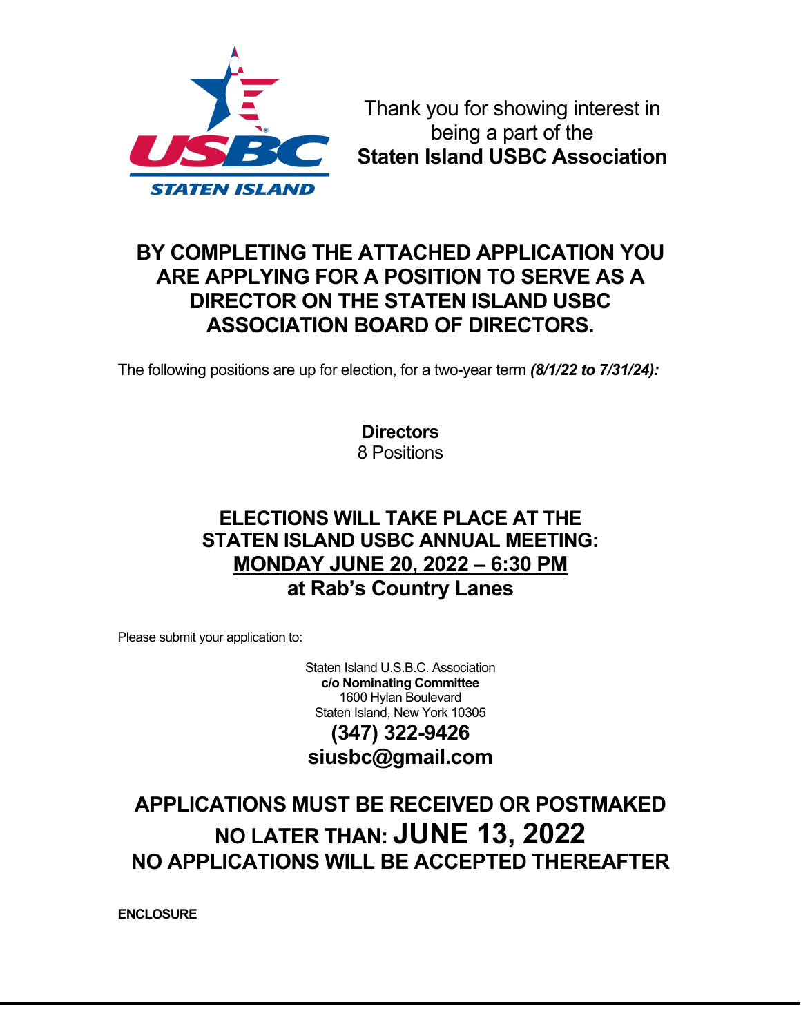USBC STATEN ISLAND

Thank you for showing interest in being a part of the **Staten Island USBC Association**

## BY COMPLETING THE ATTACHED APPLICATION YOU ARE APPLYING FOR A POSITION TO SERVE AS A DIRECTOR ON THE STATEN ISLAND USBC ASSOCIATION BOARD OF DIRECTORS.

The following positions are up for election, for a two-year term ***(8/1/22 to 7/31/24):***

**Directors**
8 Positions

**ELECTIONS WILL TAKE PLACE AT THE STATEN ISLAND USBC ANNUAL MEETING:**
**MONDAY JUNE 20, 2022 – 6:30 PM**
**at Rab's Country Lanes**

Please submit your application to:

Staten Island U.S.B.C. Association
**c/o Nominating Committee**
1600 Hylan Boulevard
Staten Island, New York 10305
**(347) 322-9426**
**siusbc@gmail.com**

**APPLICATIONS MUST BE RECEIVED OR POSTMAKED NO LATER THAN: JUNE 13, 2022**
**NO APPLICATIONS WILL BE ACCEPTED THEREAFTER**

**ENCLOSURE**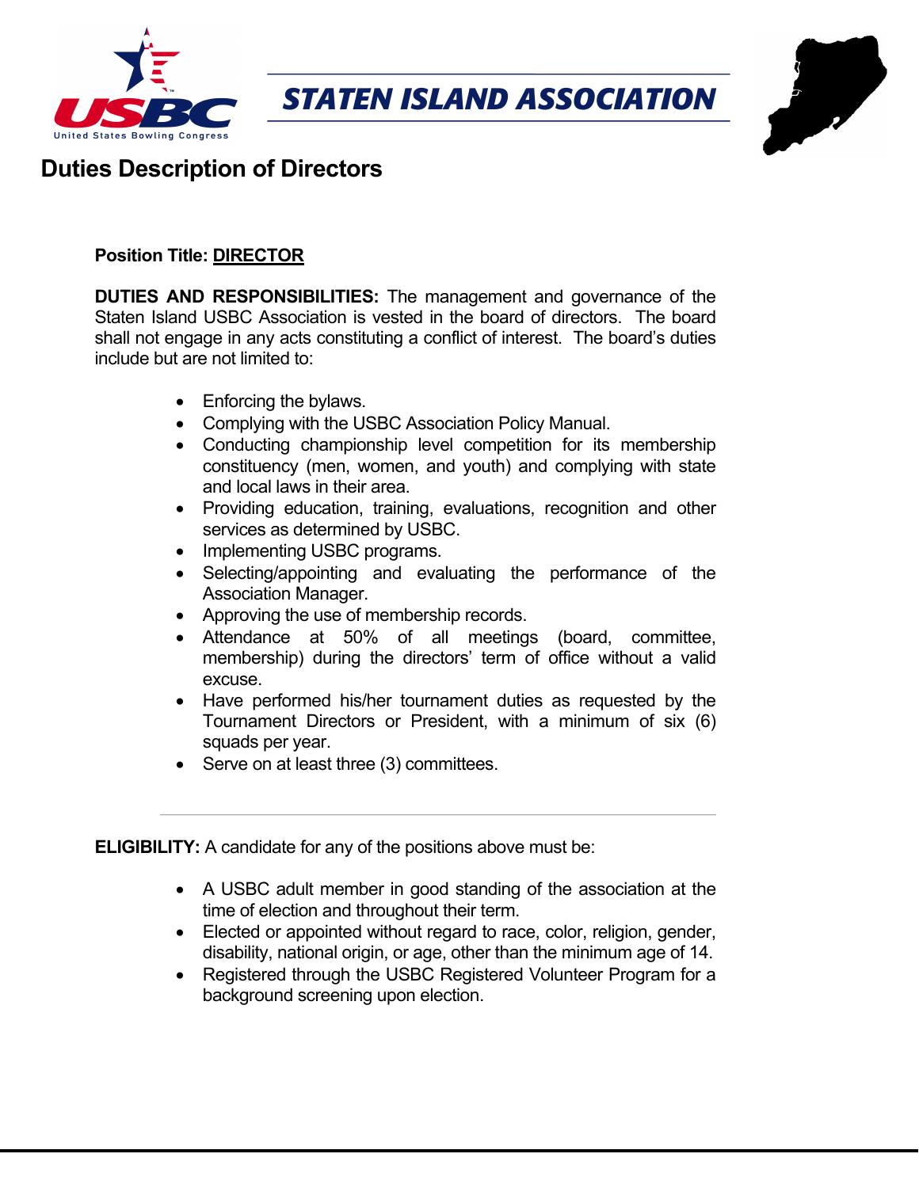# STATEN ISLAND ASSOCIATION

## Duties Description of Directors

**Position Title: DIRECTOR**

**DUTIES AND RESPONSIBILITIES:** The management and governance of the Staten Island USBC Association is vested in the board of directors. The board shall not engage in any acts constituting a conflict of interest. The board's duties include but are not limited to:

- Enforcing the bylaws.
- Complying with the USBC Association Policy Manual.
- Conducting championship level competition for its membership constituency (men, women, and youth) and complying with state and local laws in their area.
- Providing education, training, evaluations, recognition and other services as determined by USBC.
- Implementing USBC programs.
- Selecting/appointing and evaluating the performance of the Association Manager.
- Approving the use of membership records.
- Attendance at 50% of all meetings (board, committee, membership) during the directors' term of office without a valid excuse.
- Have performed his/her tournament duties as requested by the Tournament Directors or President, with a minimum of six (6) squads per year.
- Serve on at least three (3) committees.

---

**ELIGIBILITY:** A candidate for any of the positions above must be:

- A USBC adult member in good standing of the association at the time of election and throughout their term.
- Elected or appointed without regard to race, color, religion, gender, disability, national origin, or age, other than the minimum age of 14.
- Registered through the USBC Registered Volunteer Program for a background screening upon election.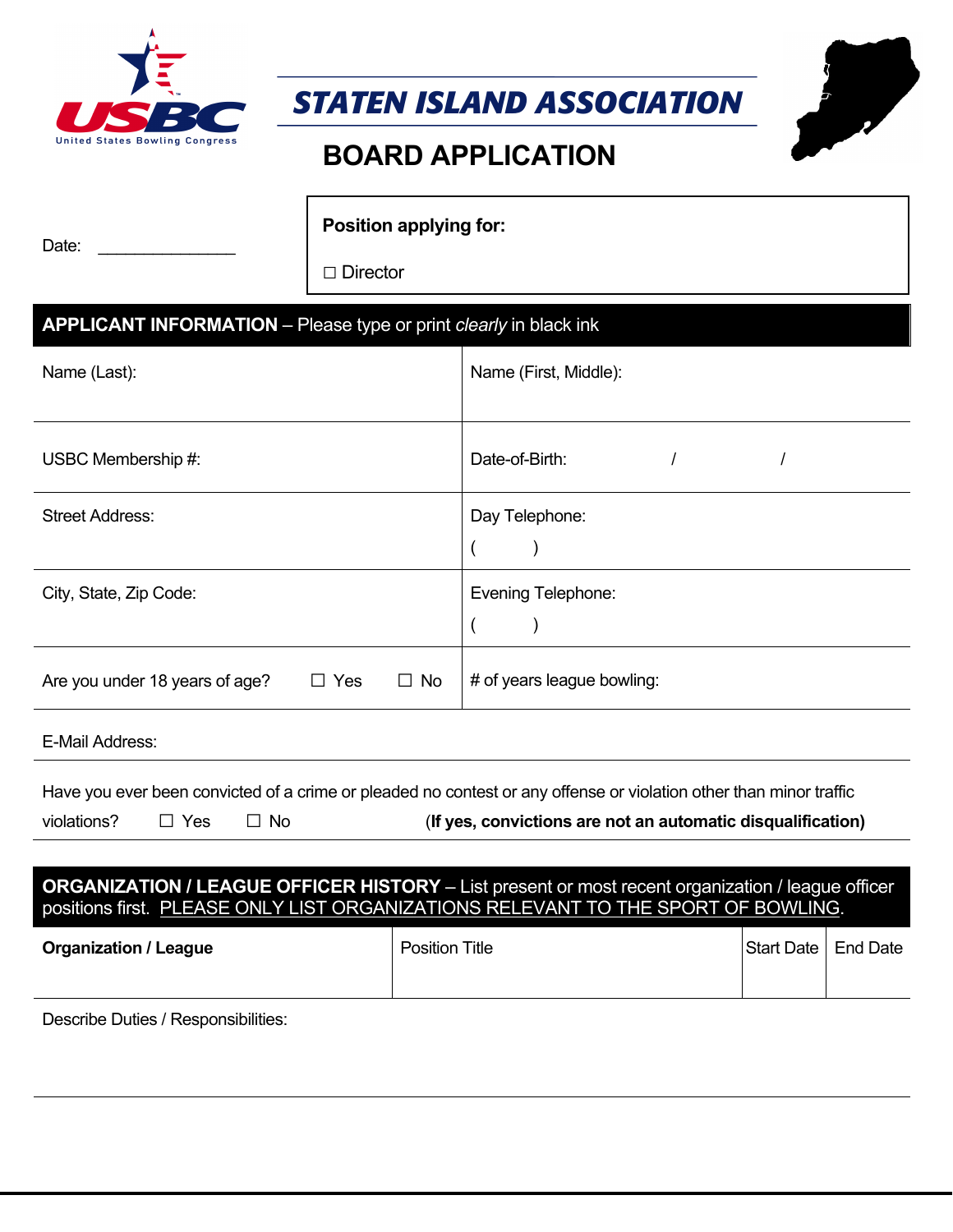**STATEN ISLAND ASSOCIATION**

# BOARD APPLICATION

Date: _______________

| **Position applying for:** |
|---|
| ☐ Director |

## APPLICANT INFORMATION – Please type or print *clearly* in black ink

| Name (Last): | Name (First, Middle): |
|---|---|
| USBC Membership #: | Date-of-Birth: / / |
| Street Address: | Day Telephone: ( ) |
| City, State, Zip Code: | Evening Telephone: ( ) |
| Are you under 18 years of age? ☐ Yes ☐ No | # of years league bowling: |

E-Mail Address:

Have you ever been convicted of a crime or pleaded no contest or any offense or violation other than minor traffic violations? ☐ Yes ☐ No (**If yes, convictions are not an automatic disqualification)**

## ORGANIZATION / LEAGUE OFFICER HISTORY – List present or most recent organization / league officer positions first. PLEASE ONLY LIST ORGANIZATIONS RELEVANT TO THE SPORT OF BOWLING.

| **Organization / League** | Position Title | Start Date | End Date |
|---|---|---|---|
| | | | |

Describe Duties / Responsibilities: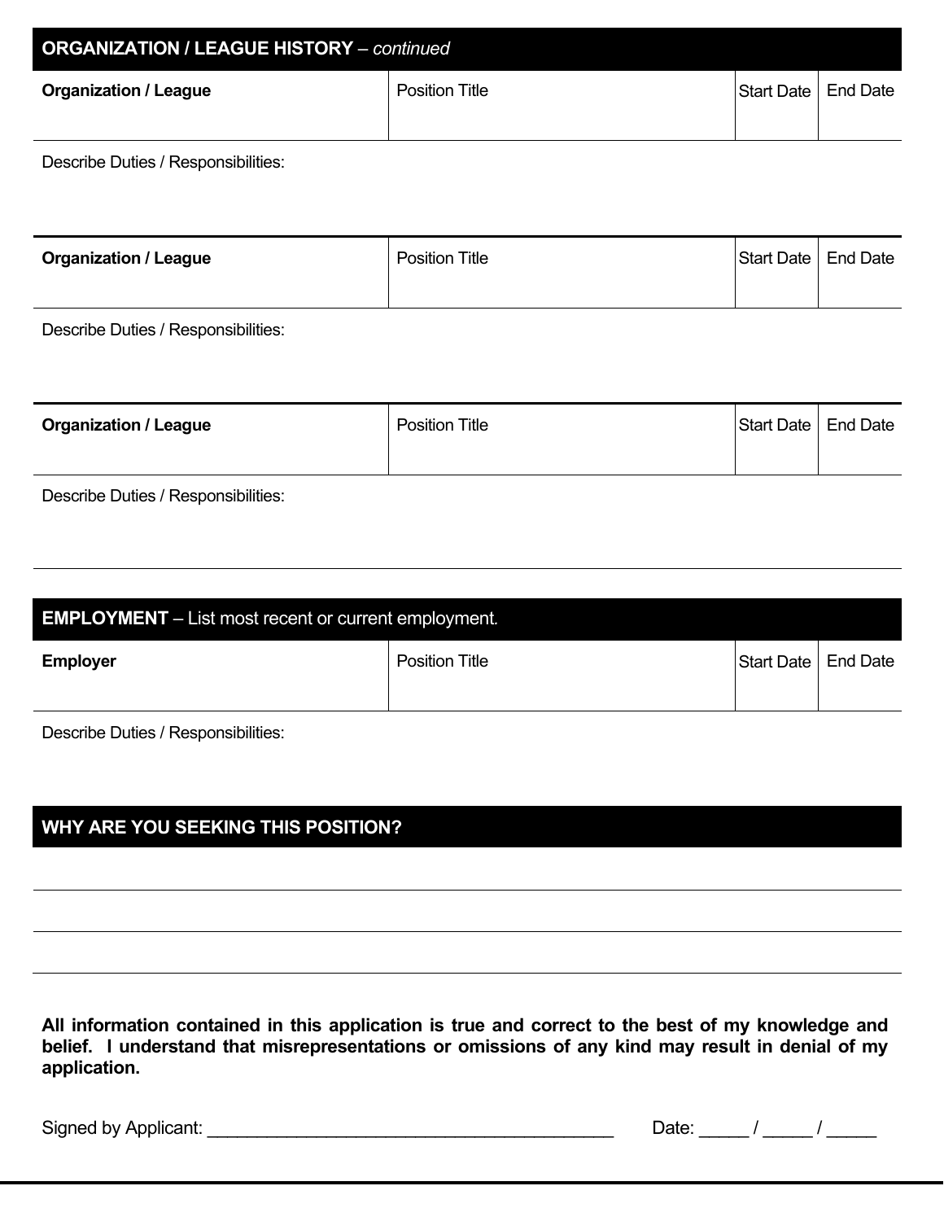## ORGANIZATION / LEAGUE HISTORY – *continued*

| **Organization / League** | Position Title | Start Date | End Date |
|---|---|---|---|
| | | | |

Describe Duties / Responsibilities:

| **Organization / League** | Position Title | Start Date | End Date |
|---|---|---|---|
| | | | |

Describe Duties / Responsibilities:

| **Organization / League** | Position Title | Start Date | End Date |
|---|---|---|---|
| | | | |

Describe Duties / Responsibilities:

## EMPLOYMENT – List most recent or current employment.

| **Employer** | Position Title | Start Date | End Date |
|---|---|---|---|
| | | | |

Describe Duties / Responsibilities:

## WHY ARE YOU SEEKING THIS POSITION?

______________________________________________________________________

______________________________________________________________________

______________________________________________________________________

**All information contained in this application is true and correct to the best of my knowledge and belief. I understand that misrepresentations or omissions of any kind may result in denial of my application.**

Signed by Applicant: ________________________________________ Date: _____ / _____ / _____